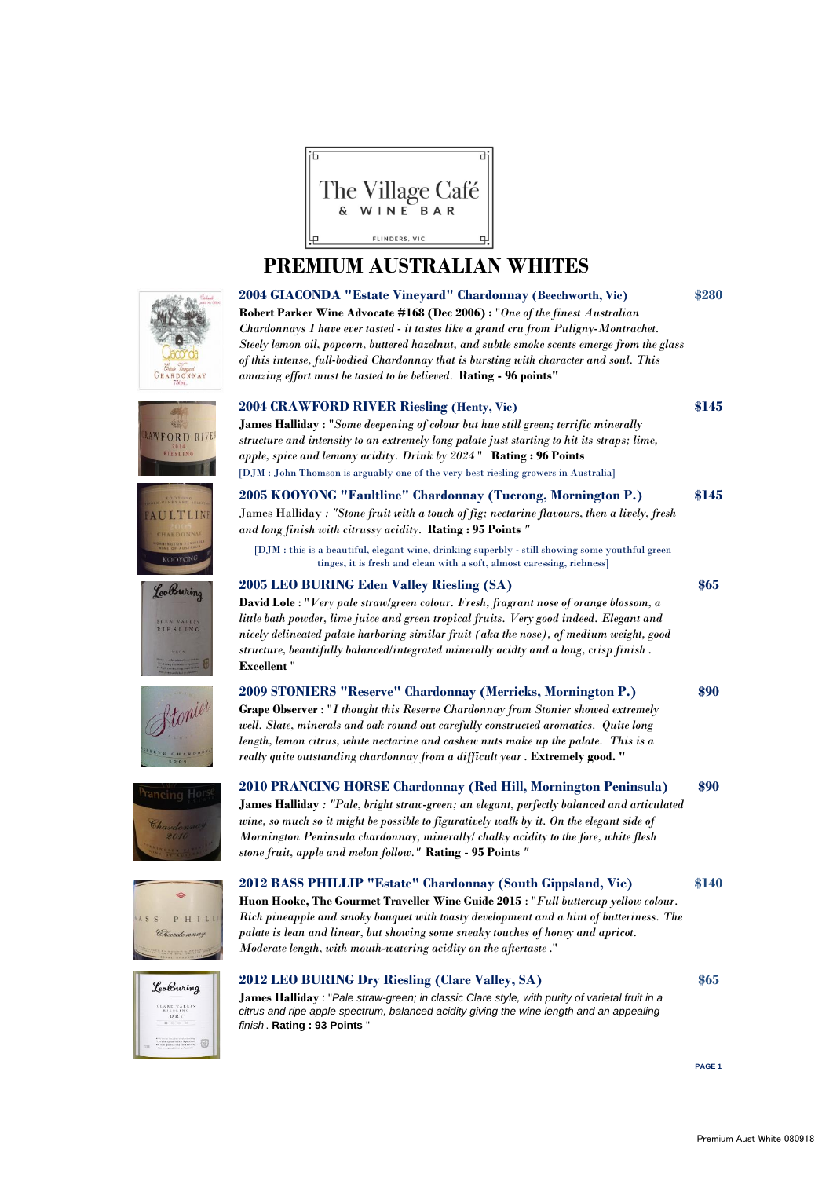The Village Café
& WINE BAR
FLINDERS, VIC

# PREMIUM AUSTRALIAN WHITES

## 2004 GIACONDA "Estate Vineyard" Chardonnay (Beechworth, Vic) — $280

**Robert Parker Wine Advocate #168 (Dec 2006) :** "*One of the finest Australian Chardonnays I have ever tasted - it tastes like a grand cru from Puligny-Montrachet. Steely lemon oil, popcorn, buttered hazelnut, and subtle smoke scents emerge from the glass of this intense, full-bodied Chardonnay that is bursting with character and soul. This amazing effort must be tasted to be believed.* **Rating - 96 points"**

## 2004 CRAWFORD RIVER Riesling (Henty, Vic) — $145

**James Halliday** : "*Some deepening of colour but hue still green; terrific minerally structure and intensity to an extremely long palate just starting to hit its straps; lime, apple, spice and lemony acidity. Drink by 2024* " **Rating : 96 Points**

[DJM : John Thomson is arguably one of the very best riesling growers in Australia]

## 2005 KOOYONG "Faultline" Chardonnay (Tuerong, Mornington P.) — $145

James Halliday : "*Stone fruit with a touch of fig; nectarine flavours, then a lively, fresh and long finish with citrussy acidity.* **Rating : 95 Points** "

[DJM : this is a beautiful, elegant wine, drinking superbly - still showing some youthful green tinges, it is fresh and clean with a soft, almost caressing, richness]

## 2005 LEO BURING Eden Valley Riesling (SA) — $65

**David Lole** : "*Very pale straw/green colour. Fresh, fragrant nose of orange blossom, a little bath powder, lime juice and green tropical fruits. Very good indeed. Elegant and nicely delineated palate harboring similar fruit (aka the nose), of medium weight, good structure, beautifully balanced/integrated minerally acidty and a long, crisp finish* . **Excellent** "

## 2009 STONIERS "Reserve" Chardonnay (Merricks, Mornington P.) — $90

**Grape Observer** : "*I thought this Reserve Chardonnay from Stonier showed extremely well. Slate, minerals and oak round out carefully constructed aromatics. Quite long length, lemon citrus, white nectarine and cashew nuts make up the palate. This is a really quite outstanding chardonnay from a difficult year* . **Extremely good. "**

## 2010 PRANCING HORSE Chardonnay (Red Hill, Mornington Peninsula) — $90

**James Halliday** *: "Pale, bright straw-green; an elegant, perfectly balanced and articulated wine, so much so it might be possible to figuratively walk by it. On the elegant side of Mornington Peninsula chardonnay, minerally/ chalky acidity to the fore, white flesh stone fruit, apple and melon follow."* **Rating - 95 Points** "

## 2012 BASS PHILLIP "Estate" Chardonnay (South Gippsland, Vic) — $140

**Huon Hooke, The Gourmet Traveller Wine Guide 2015** : "*Full buttercup yellow colour. Rich pineapple and smoky bouquet with toasty development and a hint of butteriness. The palate is lean and linear, but showing some sneaky touches of honey and apricot. Moderate length, with mouth-watering acidity on the aftertaste* ."

## 2012 LEO BURING Dry Riesling (Clare Valley, SA) — $65

**James Halliday** : "*Pale straw-green; in classic Clare style, with purity of varietal fruit in a citrus and ripe apple spectrum, balanced acidity giving the wine length and an appealing finish* . **Rating : 93 Points** "

Premium Aust White 080918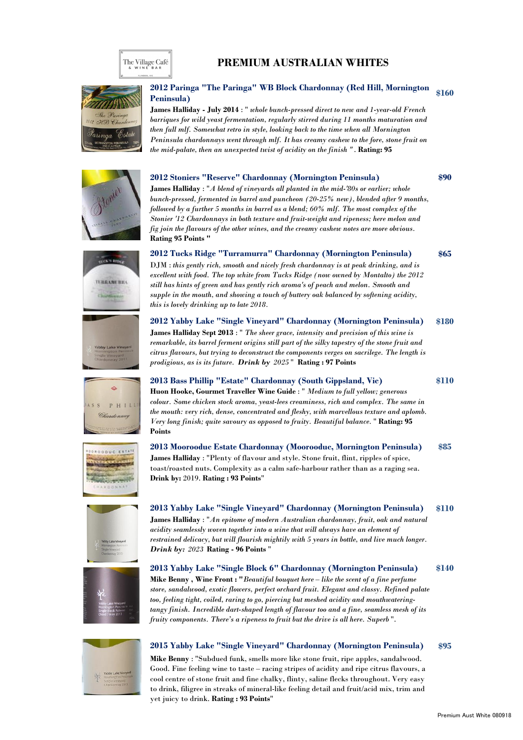# PREMIUM AUSTRALIAN WHITES

### 2012 Paringa "The Paringa" WB Block Chardonnay (Red Hill, Mornington Peninsula) — $160

**James Halliday - July 2014** : " *whole bunch-pressed direct to new and 1-year-old French barriques for wild yeast fermentation, regularly stirred during 11 months maturation and then full mlf. Somewhat retro in style, looking back to the time when all Mornington Peninsula chardonnays went through mlf. It has creamy cashew to the fore, stone fruit on the mid-palate, then an unexpected twist of acidity on the finish* ". **Rating: 95**

### 2012 Stoniers "Reserve" Chardonnay (Mornington Peninsula) — $90

**James Halliday** : "*A blend of vineyards all planted in the mid-'80s or earlier; whole bunch-pressed, fermented in barrel and puncheon (20-25% new), blended after 9 months, followed by a further 5 months in barrel as a blend; 60% mlf. The most complex of the Stonier '12 Chardonnays in both texture and fruit-weight and ripeness; here melon and fig join the flavours of the other wines, and the creamy cashew notes are more obvious.* **Rating 95 Points** "

### 2012 Tucks Ridge "Turramurra" Chardonnay (Mornington Peninsula) — $65

DJM : *this gently rich, smooth and nicely fresh chardonnay is at peak drinking, and is excellent with food. The top white from Tucks Ridge (now owned by Montalto) the 2012 still has hints of green and has gently rich aroma's of peach and melon. Smooth and supple in the mouth, and showing a touch of buttery oak balanced by softening acidity, this is lovely drinking up to late 2018.*

### 2012 Yabby Lake "Single Vineyard" Chardonnay (Mornington Peninsula) — $180

**James Halliday Sept 2013** : " *The sheer grace, intensity and precision of this wine is remarkable, its barrel ferment origins still part of the silky tapestry of the stone fruit and citrus flavours, but trying to deconstruct the components verges on sacrilege. The length is prodigious, as is its future.* ***Drink by*** *2025* " **Rating : 97 Points**

### 2013 Bass Phillip "Estate" Chardonnay (South Gippsland, Vic) — $110

**Huon Hooke, Gourmet Traveller Wine Guide** : " *Medium to full yellow; generous colour. Some chicken stock aroma, yeast-lees creaminess, rich and complex. The same in the mouth: very rich, dense, concentrated and fleshy, with marvellous texture and aplomb. Very long finish; quite savoury as opposed to fruity. Beautiful balance.* " **Rating: 95 Points**

### 2013 Moorooduc Estate Chardonnay (Moorooduc, Mornington Peninsula) — $85

**James Halliday** : "Plenty of flavour and style. Stone fruit, flint, ripples of spice, toast/roasted nuts. Complexity as a calm safe-harbour rather than as a raging sea. **Drink by:** 2019. **Rating : 93 Points**"

### 2013 Yabby Lake "Single Vineyard" Chardonnay (Mornington Peninsula) — $110

**James Halliday** : "*An epitome of modern Australian chardonnay, fruit, oak and natural acidity seamlessly woven together into a wine that will always have an element of restrained delicacy, but will flourish mightily with 5 years in bottle, and live much longer.* ***Drink by:*** *2023* **Rating - 96 Points** "

### 2013 Yabby Lake "Single Block 6" Chardonnay (Mornington Peninsula) — $140

**Mike Benny , Wine Front : "***Beautiful bouquet here – like the scent of a fine perfume store, sandalwood, exotic flowers, perfect orchard fruit. Elegant and classy. Refined palate too, feeling tight, coiled, raring to go, piercing but meshed acidity and mouthwatering-tangy finish. Incredible dart-shaped length of flavour too and a fine, seamless mesh of its fruity components. There's a ripeness to fruit but the drive is all here. Superb* ".

### 2015 Yabby Lake "Single Vineyard" Chardonnay (Mornington Peninsula) — $95

**Mike Benny** : "Subdued funk, smells more like stone fruit, ripe apples, sandalwood. Good. Fine feeling wine to taste – racing stripes of acidity and ripe citrus flavours, a cool centre of stone fruit and fine chalky, flinty, saline flecks throughout. Very easy to drink, filigree in streaks of mineral-like feeling detail and fruit/acid mix, trim and yet juicy to drink. **Rating : 93 Points**"